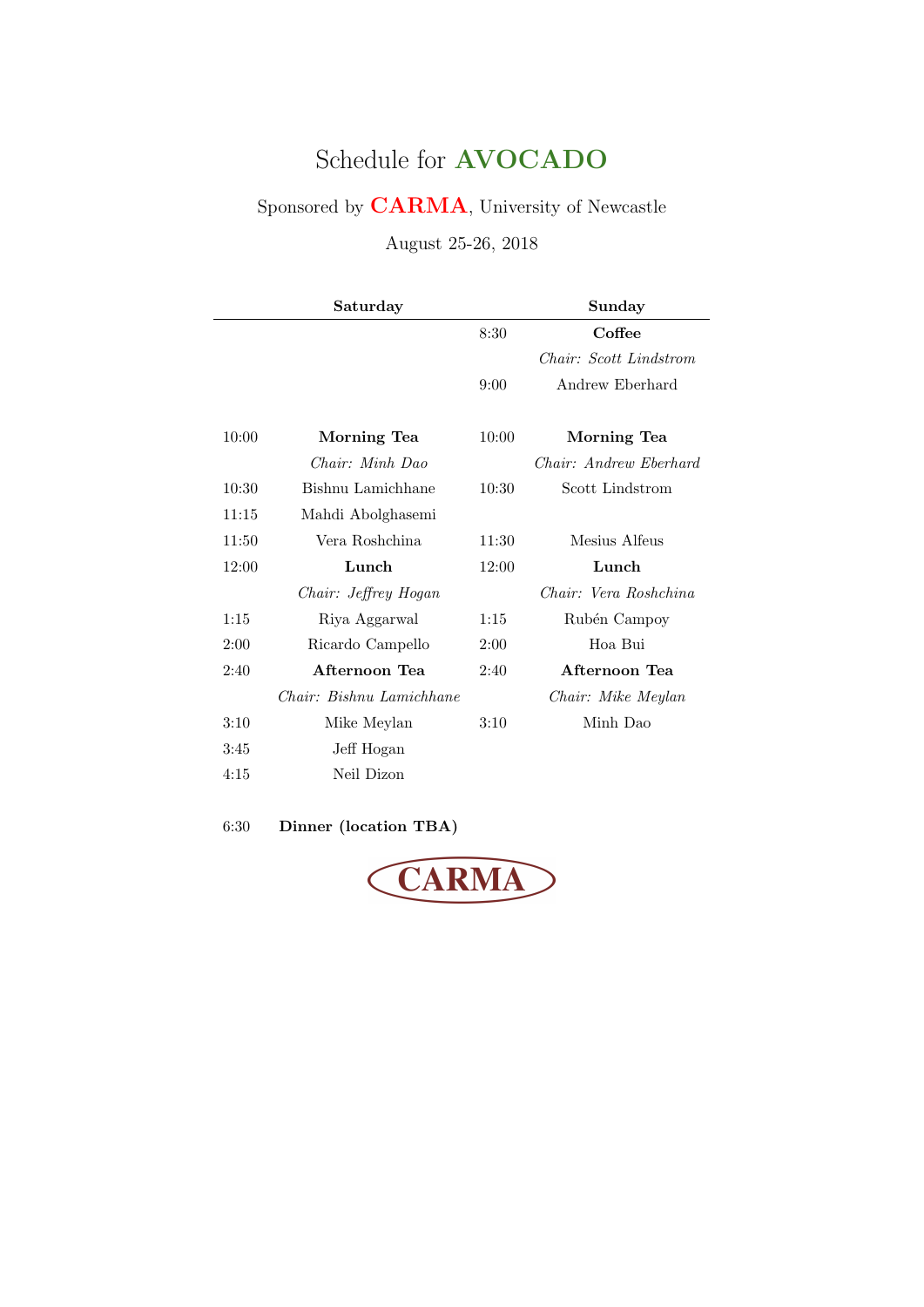# Schedule for **AVOCADO**

Sponsored by **CARMA**, University of Newcastle

August 25-26, 2018

| | Saturday | | Sunday |
|---|---|---|---|
| | | 8:30 | **Coffee** |
| | | | *Chair: Scott Lindstrom* |
| | | 9:00 | Andrew Eberhard |
| 10:00 | **Morning Tea** | 10:00 | **Morning Tea** |
| | *Chair: Minh Dao* | | *Chair: Andrew Eberhard* |
| 10:30 | Bishnu Lamichhane | 10:30 | Scott Lindstrom |
| 11:15 | Mahdi Abolghasemi | | |
| 11:50 | Vera Roshchina | 11:30 | Mesius Alfeus |
| 12:00 | **Lunch** | 12:00 | **Lunch** |
| | *Chair: Jeffrey Hogan* | | *Chair: Vera Roshchina* |
| 1:15 | Riya Aggarwal | 1:15 | Rubén Campoy |
| 2:00 | Ricardo Campello | 2:00 | Hoa Bui |
| 2:40 | **Afternoon Tea** | 2:40 | **Afternoon Tea** |
| | *Chair: Bishnu Lamichhane* | | *Chair: Mike Meylan* |
| 3:10 | Mike Meylan | 3:10 | Minh Dao |
| 3:45 | Jeff Hogan | | |
| 4:15 | Neil Dizon | | |
| 6:30 | **Dinner (location TBA)** | | |

CARMA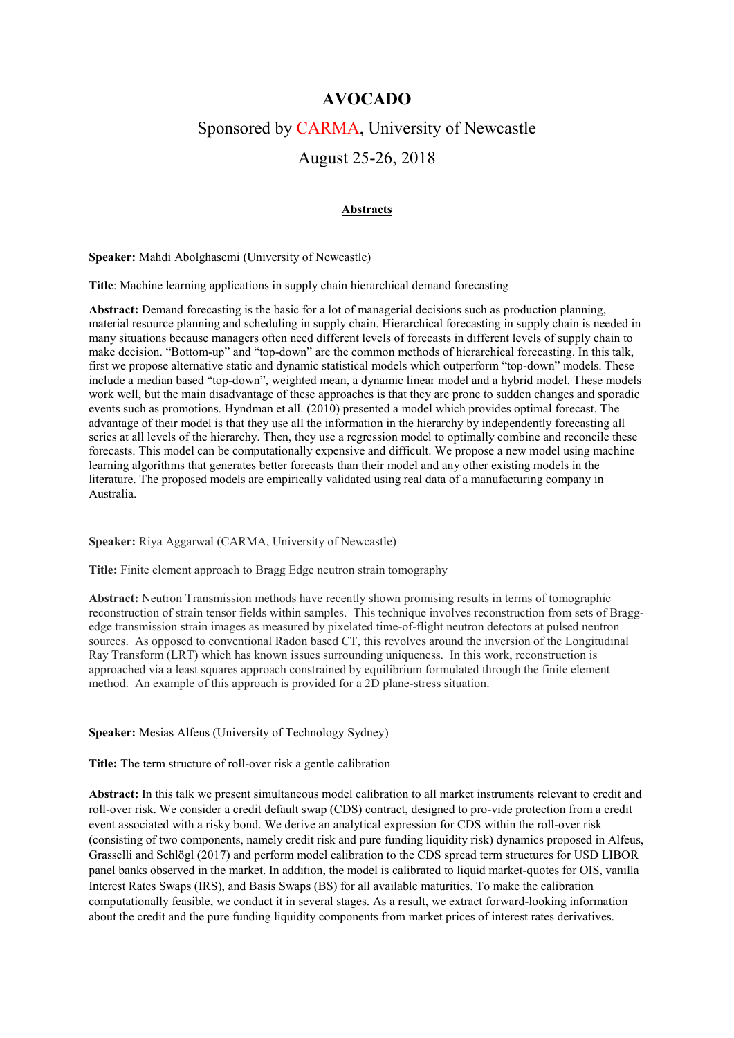# AVOCADO

## Sponsored by CARMA, University of Newcastle

## August 25-26, 2018

**Abstracts**

**Speaker:** Mahdi Abolghasemi (University of Newcastle)

**Title**: Machine learning applications in supply chain hierarchical demand forecasting

**Abstract:** Demand forecasting is the basic for a lot of managerial decisions such as production planning, material resource planning and scheduling in supply chain. Hierarchical forecasting in supply chain is needed in many situations because managers often need different levels of forecasts in different levels of supply chain to make decision. "Bottom-up" and "top-down" are the common methods of hierarchical forecasting. In this talk, first we propose alternative static and dynamic statistical models which outperform "top-down" models. These include a median based "top-down", weighted mean, a dynamic linear model and a hybrid model. These models work well, but the main disadvantage of these approaches is that they are prone to sudden changes and sporadic events such as promotions. Hyndman et all. (2010) presented a model which provides optimal forecast. The advantage of their model is that they use all the information in the hierarchy by independently forecasting all series at all levels of the hierarchy. Then, they use a regression model to optimally combine and reconcile these forecasts. This model can be computationally expensive and difficult. We propose a new model using machine learning algorithms that generates better forecasts than their model and any other existing models in the literature. The proposed models are empirically validated using real data of a manufacturing company in Australia.

**Speaker:** Riya Aggarwal (CARMA, University of Newcastle)

**Title:** Finite element approach to Bragg Edge neutron strain tomography

**Abstract:** Neutron Transmission methods have recently shown promising results in terms of tomographic reconstruction of strain tensor fields within samples. This technique involves reconstruction from sets of Bragg-edge transmission strain images as measured by pixelated time-of-flight neutron detectors at pulsed neutron sources. As opposed to conventional Radon based CT, this revolves around the inversion of the Longitudinal Ray Transform (LRT) which has known issues surrounding uniqueness. In this work, reconstruction is approached via a least squares approach constrained by equilibrium formulated through the finite element method. An example of this approach is provided for a 2D plane-stress situation.

**Speaker:** Mesias Alfeus (University of Technology Sydney)

**Title:** The term structure of roll-over risk a gentle calibration

**Abstract:** In this talk we present simultaneous model calibration to all market instruments relevant to credit and roll-over risk. We consider a credit default swap (CDS) contract, designed to pro-vide protection from a credit event associated with a risky bond. We derive an analytical expression for CDS within the roll-over risk (consisting of two components, namely credit risk and pure funding liquidity risk) dynamics proposed in Alfeus, Grasselli and Schlögl (2017) and perform model calibration to the CDS spread term structures for USD LIBOR panel banks observed in the market. In addition, the model is calibrated to liquid market-quotes for OIS, vanilla Interest Rates Swaps (IRS), and Basis Swaps (BS) for all available maturities. To make the calibration computationally feasible, we conduct it in several stages. As a result, we extract forward-looking information about the credit and the pure funding liquidity components from market prices of interest rates derivatives.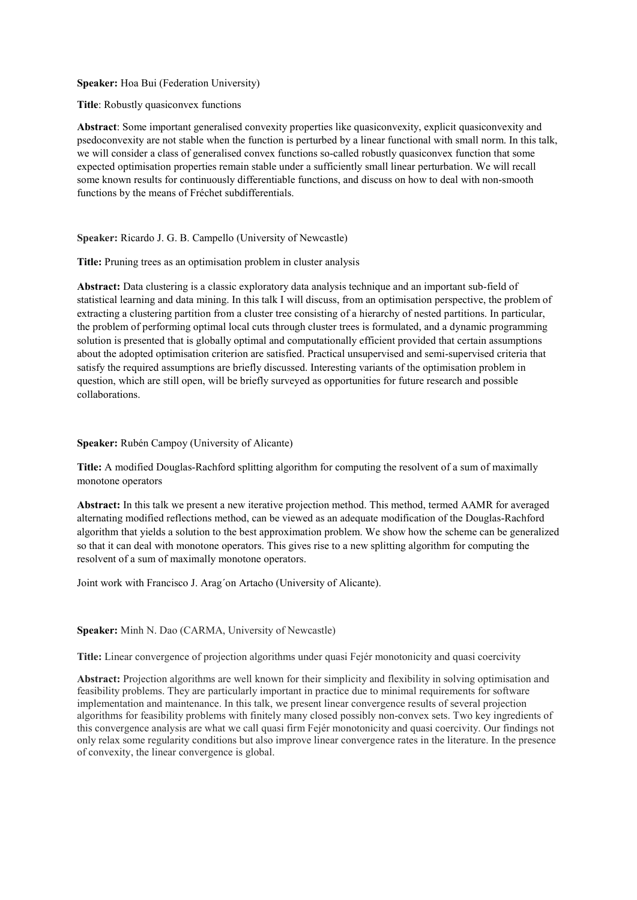**Speaker:** Hoa Bui (Federation University)

**Title**: Robustly quasiconvex functions

**Abstract**: Some important generalised convexity properties like quasiconvexity, explicit quasiconvexity and psedoconvexity are not stable when the function is perturbed by a linear functional with small norm. In this talk, we will consider a class of generalised convex functions so-called robustly quasiconvex function that some expected optimisation properties remain stable under a sufficiently small linear perturbation. We will recall some known results for continuously differentiable functions, and discuss on how to deal with non-smooth functions by the means of Fréchet subdifferentials.

**Speaker:** Ricardo J. G. B. Campello (University of Newcastle)

**Title:** Pruning trees as an optimisation problem in cluster analysis

**Abstract:** Data clustering is a classic exploratory data analysis technique and an important sub-field of statistical learning and data mining. In this talk I will discuss, from an optimisation perspective, the problem of extracting a clustering partition from a cluster tree consisting of a hierarchy of nested partitions. In particular, the problem of performing optimal local cuts through cluster trees is formulated, and a dynamic programming solution is presented that is globally optimal and computationally efficient provided that certain assumptions about the adopted optimisation criterion are satisfied. Practical unsupervised and semi-supervised criteria that satisfy the required assumptions are briefly discussed. Interesting variants of the optimisation problem in question, which are still open, will be briefly surveyed as opportunities for future research and possible collaborations.

**Speaker:** Rubén Campoy (University of Alicante)

**Title:** A modified Douglas-Rachford splitting algorithm for computing the resolvent of a sum of maximally monotone operators

**Abstract:** In this talk we present a new iterative projection method. This method, termed AAMR for averaged alternating modified reflections method, can be viewed as an adequate modification of the Douglas-Rachford algorithm that yields a solution to the best approximation problem. We show how the scheme can be generalized so that it can deal with monotone operators. This gives rise to a new splitting algorithm for computing the resolvent of a sum of maximally monotone operators.

Joint work with Francisco J. Arag´on Artacho (University of Alicante).

**Speaker:** Minh N. Dao (CARMA, University of Newcastle)

**Title:** Linear convergence of projection algorithms under quasi Fejér monotonicity and quasi coercivity

**Abstract:** Projection algorithms are well known for their simplicity and flexibility in solving optimisation and feasibility problems. They are particularly important in practice due to minimal requirements for software implementation and maintenance. In this talk, we present linear convergence results of several projection algorithms for feasibility problems with finitely many closed possibly non-convex sets. Two key ingredients of this convergence analysis are what we call quasi firm Fejér monotonicity and quasi coercivity. Our findings not only relax some regularity conditions but also improve linear convergence rates in the literature. In the presence of convexity, the linear convergence is global.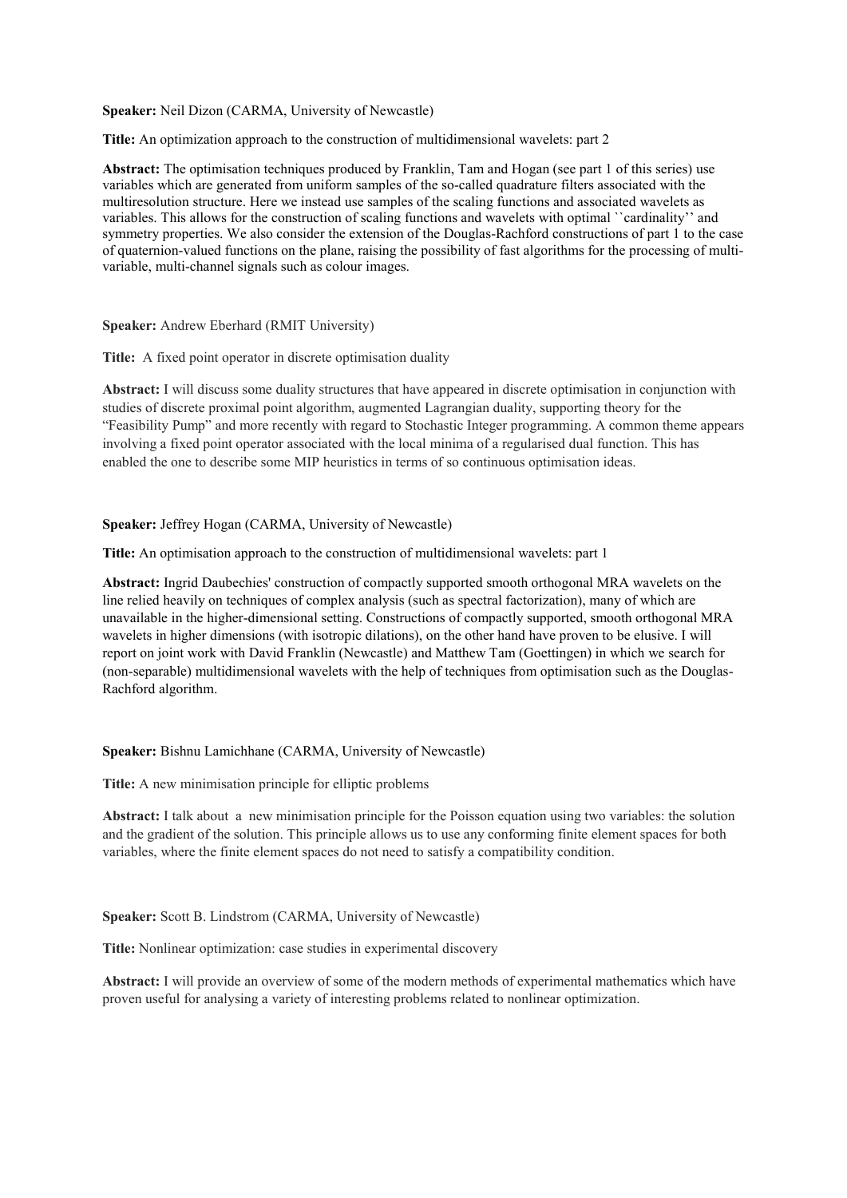**Speaker:** Neil Dizon (CARMA, University of Newcastle)

**Title:** An optimization approach to the construction of multidimensional wavelets: part 2

**Abstract:** The optimisation techniques produced by Franklin, Tam and Hogan (see part 1 of this series) use variables which are generated from uniform samples of the so-called quadrature filters associated with the multiresolution structure. Here we instead use samples of the scaling functions and associated wavelets as variables. This allows for the construction of scaling functions and wavelets with optimal ``cardinality'' and symmetry properties. We also consider the extension of the Douglas-Rachford constructions of part 1 to the case of quaternion-valued functions on the plane, raising the possibility of fast algorithms for the processing of multi-variable, multi-channel signals such as colour images.

**Speaker:** Andrew Eberhard (RMIT University)

**Title:** A fixed point operator in discrete optimisation duality

**Abstract:** I will discuss some duality structures that have appeared in discrete optimisation in conjunction with studies of discrete proximal point algorithm, augmented Lagrangian duality, supporting theory for the "Feasibility Pump" and more recently with regard to Stochastic Integer programming. A common theme appears involving a fixed point operator associated with the local minima of a regularised dual function. This has enabled the one to describe some MIP heuristics in terms of so continuous optimisation ideas.

**Speaker:** Jeffrey Hogan (CARMA, University of Newcastle)

**Title:** An optimisation approach to the construction of multidimensional wavelets: part 1

**Abstract:** Ingrid Daubechies' construction of compactly supported smooth orthogonal MRA wavelets on the line relied heavily on techniques of complex analysis (such as spectral factorization), many of which are unavailable in the higher-dimensional setting. Constructions of compactly supported, smooth orthogonal MRA wavelets in higher dimensions (with isotropic dilations), on the other hand have proven to be elusive. I will report on joint work with David Franklin (Newcastle) and Matthew Tam (Goettingen) in which we search for (non-separable) multidimensional wavelets with the help of techniques from optimisation such as the Douglas-Rachford algorithm.

**Speaker:** Bishnu Lamichhane (CARMA, University of Newcastle)

**Title:** A new minimisation principle for elliptic problems

**Abstract:** I talk about a new minimisation principle for the Poisson equation using two variables: the solution and the gradient of the solution. This principle allows us to use any conforming finite element spaces for both variables, where the finite element spaces do not need to satisfy a compatibility condition.

**Speaker:** Scott B. Lindstrom (CARMA, University of Newcastle)

**Title:** Nonlinear optimization: case studies in experimental discovery

**Abstract:** I will provide an overview of some of the modern methods of experimental mathematics which have proven useful for analysing a variety of interesting problems related to nonlinear optimization.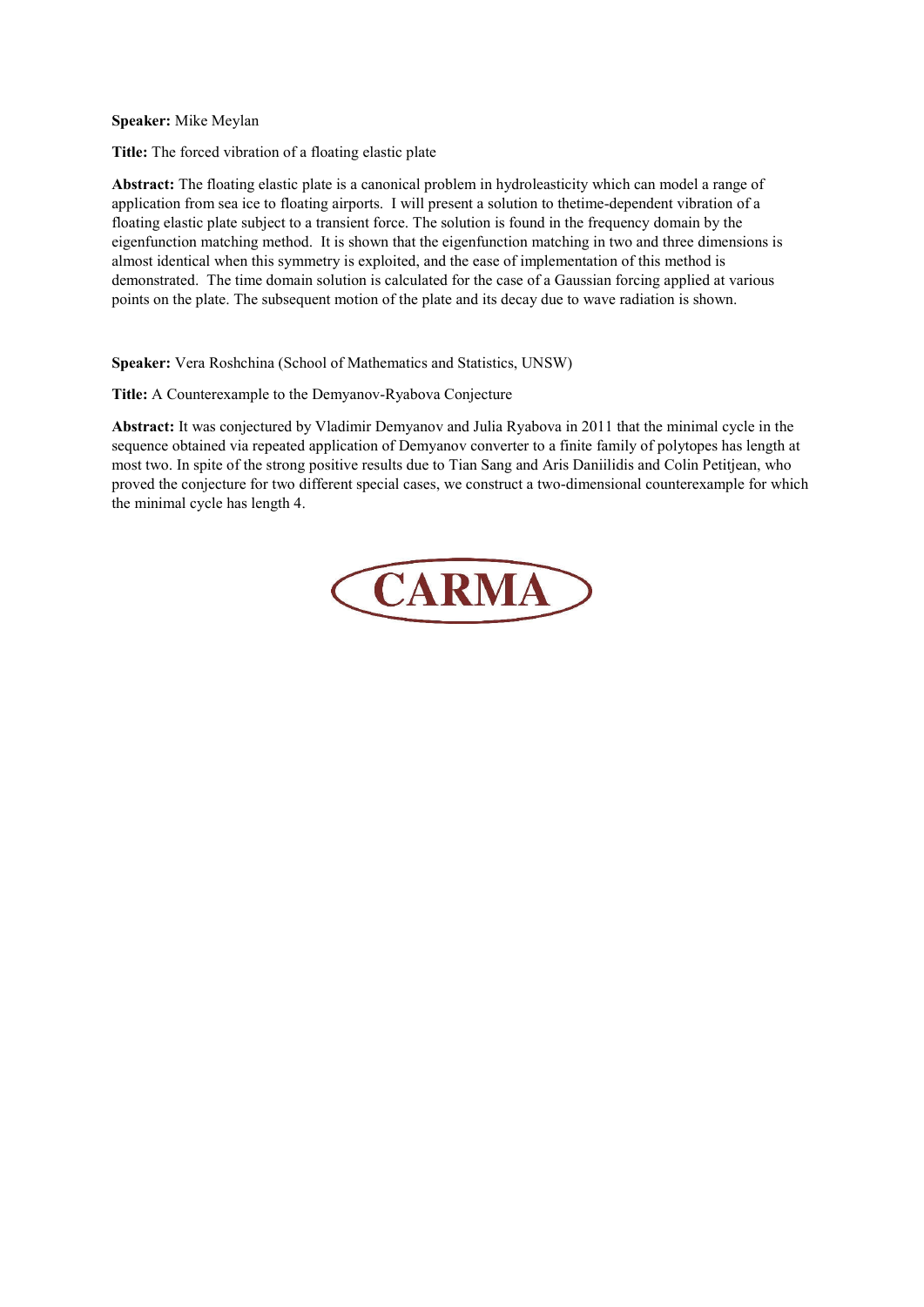**Speaker:** Mike Meylan

**Title:** The forced vibration of a floating elastic plate

**Abstract:** The floating elastic plate is a canonical problem in hydroleasticity which can model a range of application from sea ice to floating airports. I will present a solution to thetime-dependent vibration of a floating elastic plate subject to a transient force. The solution is found in the frequency domain by the eigenfunction matching method. It is shown that the eigenfunction matching in two and three dimensions is almost identical when this symmetry is exploited, and the ease of implementation of this method is demonstrated. The time domain solution is calculated for the case of a Gaussian forcing applied at various points on the plate. The subsequent motion of the plate and its decay due to wave radiation is shown.

**Speaker:** Vera Roshchina (School of Mathematics and Statistics, UNSW)

**Title:** A Counterexample to the Demyanov-Ryabova Conjecture

**Abstract:** It was conjectured by Vladimir Demyanov and Julia Ryabova in 2011 that the minimal cycle in the sequence obtained via repeated application of Demyanov converter to a finite family of polytopes has length at most two. In spite of the strong positive results due to Tian Sang and Aris Daniilidis and Colin Petitjean, who proved the conjecture for two different special cases, we construct a two-dimensional counterexample for which the minimal cycle has length 4.

CARMA